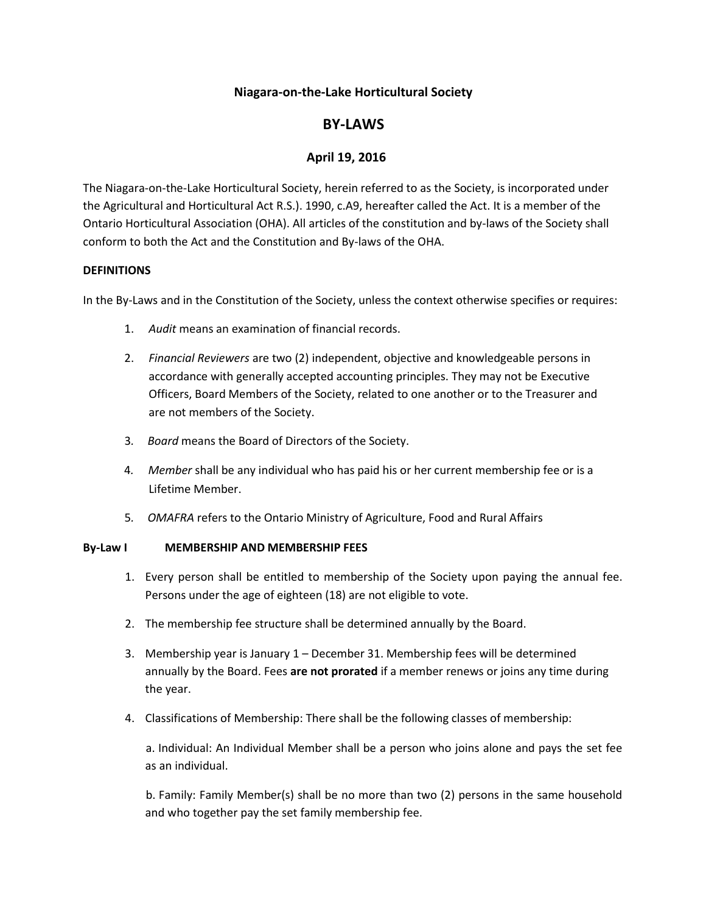# Niagara-on-the-Lake Horticultural Society

## BY-LAWS

### April 19, 2016

The Niagara-on-the-Lake Horticultural Society, herein referred to as the Society, is incorporated under the Agricultural and Horticultural Act R.S.). 1990, c.A9, hereafter called the Act. It is a member of the Ontario Horticultural Association (OHA). All articles of the constitution and by-laws of the Society shall conform to both the Act and the Constitution and By-laws of the OHA.

**DEFINITIONS**

In the By-Laws and in the Constitution of the Society, unless the context otherwise specifies or requires:

1. *Audit* means an examination of financial records.
2. *Financial Reviewers* are two (2) independent, objective and knowledgeable persons in accordance with generally accepted accounting principles. They may not be Executive Officers, Board Members of the Society, related to one another or to the Treasurer and are not members of the Society.
3. *Board* means the Board of Directors of the Society.
4. *Member* shall be any individual who has paid his or her current membership fee or is a Lifetime Member.
5. *OMAFRA* refers to the Ontario Ministry of Agriculture, Food and Rural Affairs

**By-Law I MEMBERSHIP AND MEMBERSHIP FEES**

1. Every person shall be entitled to membership of the Society upon paying the annual fee. Persons under the age of eighteen (18) are not eligible to vote.
2. The membership fee structure shall be determined annually by the Board.
3. Membership year is January 1 – December 31. Membership fees will be determined annually by the Board. Fees **are not prorated** if a member renews or joins any time during the year.
4. Classifications of Membership: There shall be the following classes of membership:

   a. Individual: An Individual Member shall be a person who joins alone and pays the set fee as an individual.

   b. Family: Family Member(s) shall be no more than two (2) persons in the same household and who together pay the set family membership fee.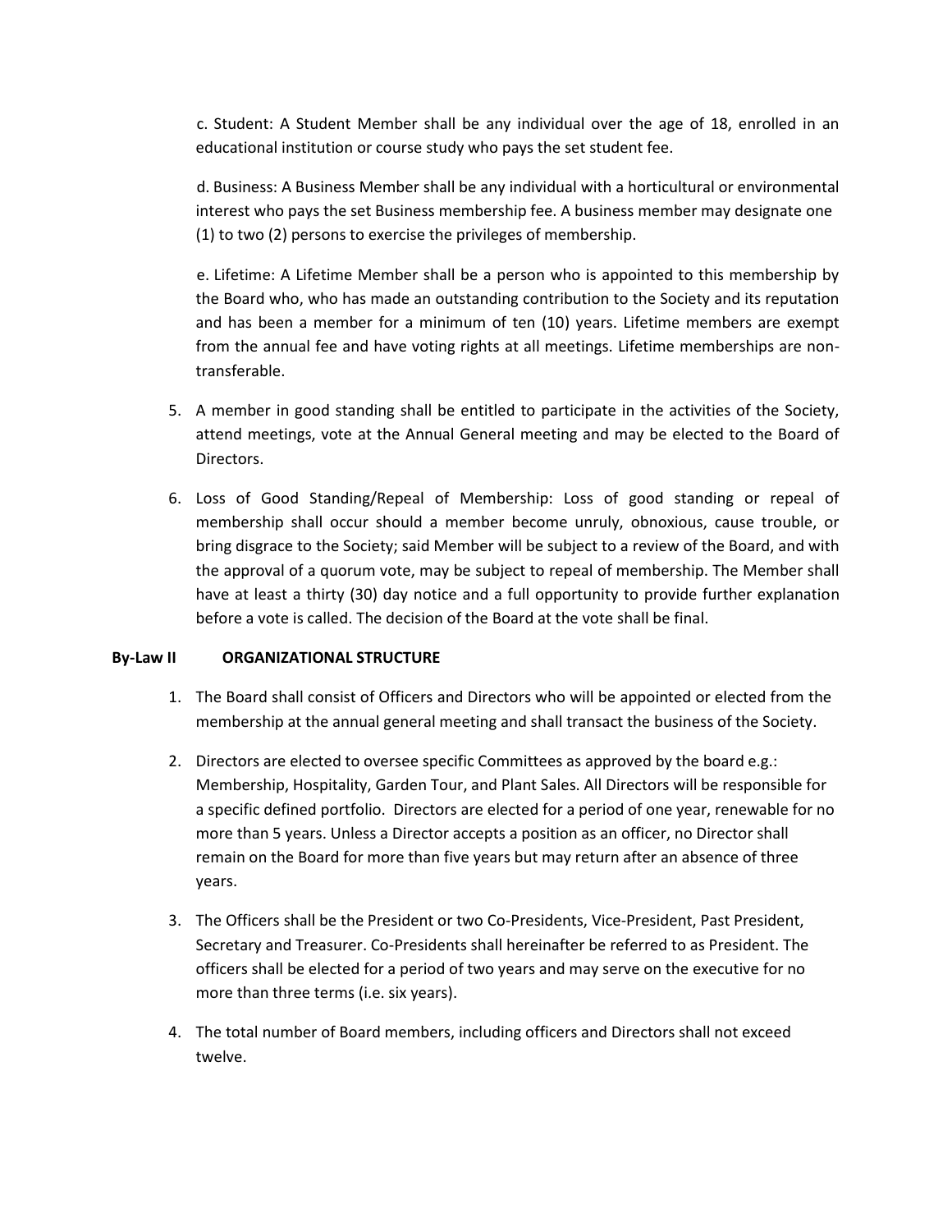c. Student: A Student Member shall be any individual over the age of 18, enrolled in an educational institution or course study who pays the set student fee.

d. Business: A Business Member shall be any individual with a horticultural or environmental interest who pays the set Business membership fee. A business member may designate one (1) to two (2) persons to exercise the privileges of membership.

e. Lifetime: A Lifetime Member shall be a person who is appointed to this membership by the Board who, who has made an outstanding contribution to the Society and its reputation and has been a member for a minimum of ten (10) years. Lifetime members are exempt from the annual fee and have voting rights at all meetings. Lifetime memberships are non-transferable.

5. A member in good standing shall be entitled to participate in the activities of the Society, attend meetings, vote at the Annual General meeting and may be elected to the Board of Directors.

6. Loss of Good Standing/Repeal of Membership: Loss of good standing or repeal of membership shall occur should a member become unruly, obnoxious, cause trouble, or bring disgrace to the Society; said Member will be subject to a review of the Board, and with the approval of a quorum vote, may be subject to repeal of membership. The Member shall have at least a thirty (30) day notice and a full opportunity to provide further explanation before a vote is called. The decision of the Board at the vote shall be final.

### By-Law II ORGANIZATIONAL STRUCTURE

1. The Board shall consist of Officers and Directors who will be appointed or elected from the membership at the annual general meeting and shall transact the business of the Society.

2. Directors are elected to oversee specific Committees as approved by the board e.g.: Membership, Hospitality, Garden Tour, and Plant Sales. All Directors will be responsible for a specific defined portfolio. Directors are elected for a period of one year, renewable for no more than 5 years. Unless a Director accepts a position as an officer, no Director shall remain on the Board for more than five years but may return after an absence of three years.

3. The Officers shall be the President or two Co-Presidents, Vice-President, Past President, Secretary and Treasurer. Co-Presidents shall hereinafter be referred to as President. The officers shall be elected for a period of two years and may serve on the executive for no more than three terms (i.e. six years).

4. The total number of Board members, including officers and Directors shall not exceed twelve.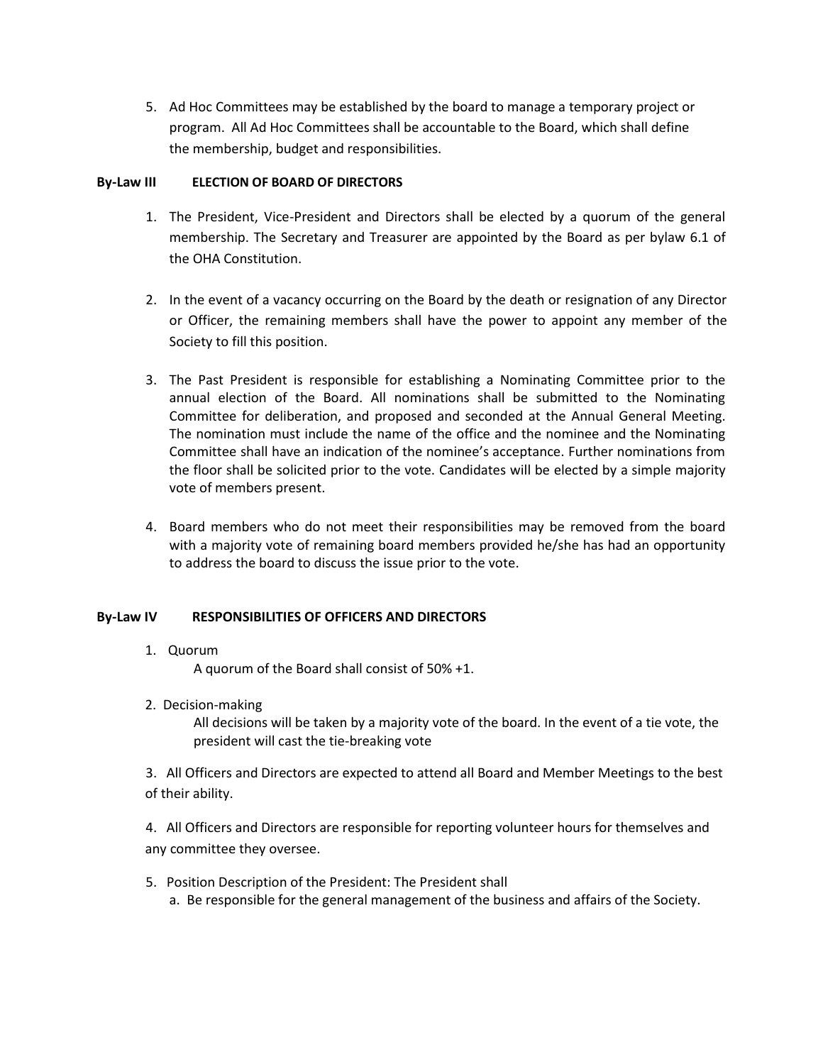5. Ad Hoc Committees may be established by the board to manage a temporary project or program. All Ad Hoc Committees shall be accountable to the Board, which shall define the membership, budget and responsibilities.

**By-Law III ELECTION OF BOARD OF DIRECTORS**

1. The President, Vice-President and Directors shall be elected by a quorum of the general membership. The Secretary and Treasurer are appointed by the Board as per bylaw 6.1 of the OHA Constitution.

2. In the event of a vacancy occurring on the Board by the death or resignation of any Director or Officer, the remaining members shall have the power to appoint any member of the Society to fill this position.

3. The Past President is responsible for establishing a Nominating Committee prior to the annual election of the Board. All nominations shall be submitted to the Nominating Committee for deliberation, and proposed and seconded at the Annual General Meeting. The nomination must include the name of the office and the nominee and the Nominating Committee shall have an indication of the nominee's acceptance. Further nominations from the floor shall be solicited prior to the vote. Candidates will be elected by a simple majority vote of members present.

4. Board members who do not meet their responsibilities may be removed from the board with a majority vote of remaining board members provided he/she has had an opportunity to address the board to discuss the issue prior to the vote.

**By-Law IV RESPONSIBILITIES OF OFFICERS AND DIRECTORS**

1. Quorum

   A quorum of the Board shall consist of 50% +1.

2. Decision-making

   All decisions will be taken by a majority vote of the board. In the event of a tie vote, the president will cast the tie-breaking vote

3. All Officers and Directors are expected to attend all Board and Member Meetings to the best of their ability.

4. All Officers and Directors are responsible for reporting volunteer hours for themselves and any committee they oversee.

5. Position Description of the President: The President shall
   a. Be responsible for the general management of the business and affairs of the Society.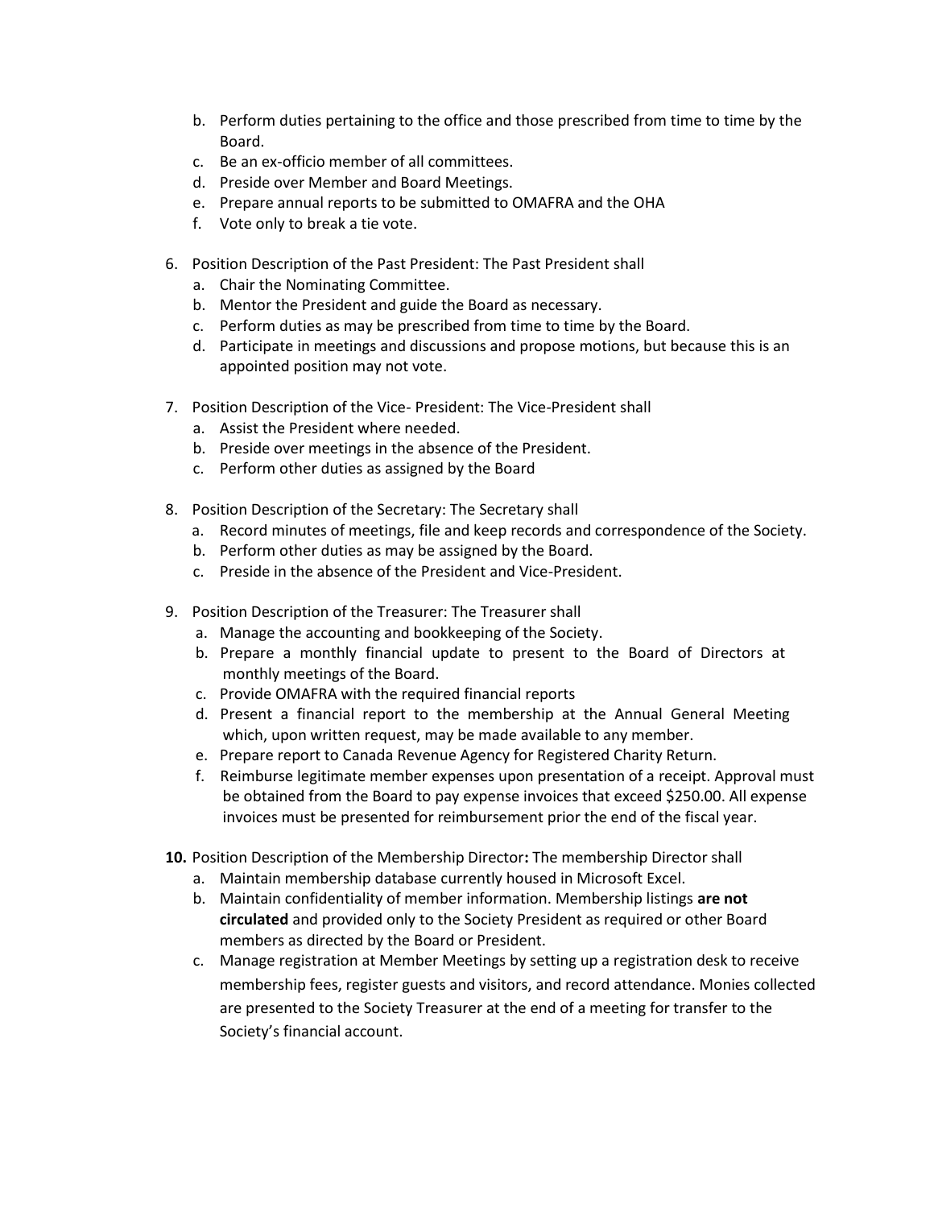b. Perform duties pertaining to the office and those prescribed from time to time by the Board.
c. Be an ex-officio member of all committees.
d. Preside over Member and Board Meetings.
e. Prepare annual reports to be submitted to OMAFRA and the OHA
f. Vote only to break a tie vote.

6. Position Description of the Past President: The Past President shall
   a. Chair the Nominating Committee.
   b. Mentor the President and guide the Board as necessary.
   c. Perform duties as may be prescribed from time to time by the Board.
   d. Participate in meetings and discussions and propose motions, but because this is an appointed position may not vote.

7. Position Description of the Vice- President: The Vice-President shall
   a. Assist the President where needed.
   b. Preside over meetings in the absence of the President.
   c. Perform other duties as assigned by the Board

8. Position Description of the Secretary: The Secretary shall
   a. Record minutes of meetings, file and keep records and correspondence of the Society.
   b. Perform other duties as may be assigned by the Board.
   c. Preside in the absence of the President and Vice-President.

9. Position Description of the Treasurer: The Treasurer shall
   a. Manage the accounting and bookkeeping of the Society.
   b. Prepare a monthly financial update to present to the Board of Directors at monthly meetings of the Board.
   c. Provide OMAFRA with the required financial reports
   d. Present a financial report to the membership at the Annual General Meeting which, upon written request, may be made available to any member.
   e. Prepare report to Canada Revenue Agency for Registered Charity Return.
   f. Reimburse legitimate member expenses upon presentation of a receipt. Approval must be obtained from the Board to pay expense invoices that exceed $250.00. All expense invoices must be presented for reimbursement prior the end of the fiscal year.

**10.** Position Description of the Membership Director**:** The membership Director shall
   a. Maintain membership database currently housed in Microsoft Excel.
   b. Maintain confidentiality of member information. Membership listings **are not circulated** and provided only to the Society President as required or other Board members as directed by the Board or President.
   c. Manage registration at Member Meetings by setting up a registration desk to receive membership fees, register guests and visitors, and record attendance. Monies collected are presented to the Society Treasurer at the end of a meeting for transfer to the Society's financial account.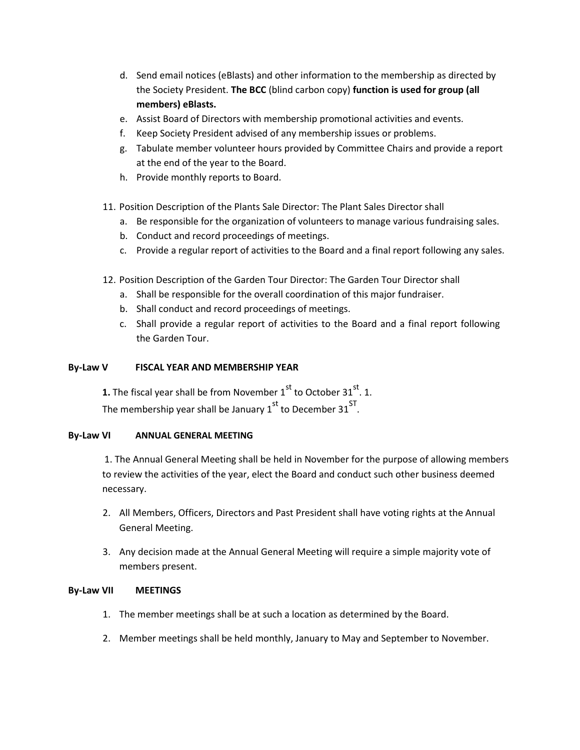d. Send email notices (eBlasts) and other information to the membership as directed by the Society President. **The BCC** (blind carbon copy) **function is used for group (all members) eBlasts.**
e. Assist Board of Directors with membership promotional activities and events.
f. Keep Society President advised of any membership issues or problems.
g. Tabulate member volunteer hours provided by Committee Chairs and provide a report at the end of the year to the Board.
h. Provide monthly reports to Board.

11. Position Description of the Plants Sale Director: The Plant Sales Director shall
    a. Be responsible for the organization of volunteers to manage various fundraising sales.
    b. Conduct and record proceedings of meetings.
    c. Provide a regular report of activities to the Board and a final report following any sales.

12. Position Description of the Garden Tour Director: The Garden Tour Director shall
    a. Shall be responsible for the overall coordination of this major fundraiser.
    b. Shall conduct and record proceedings of meetings.
    c. Shall provide a regular report of activities to the Board and a final report following the Garden Tour.

**By-Law V FISCAL YEAR AND MEMBERSHIP YEAR**

**1.** The fiscal year shall be from November 1st to October 31st. 1.
The membership year shall be January 1st to December 31ST.

**By-Law VI ANNUAL GENERAL MEETING**

1. The Annual General Meeting shall be held in November for the purpose of allowing members to review the activities of the year, elect the Board and conduct such other business deemed necessary.

2. All Members, Officers, Directors and Past President shall have voting rights at the Annual General Meeting.

3. Any decision made at the Annual General Meeting will require a simple majority vote of members present.

**By-Law VII MEETINGS**

1. The member meetings shall be at such a location as determined by the Board.

2. Member meetings shall be held monthly, January to May and September to November.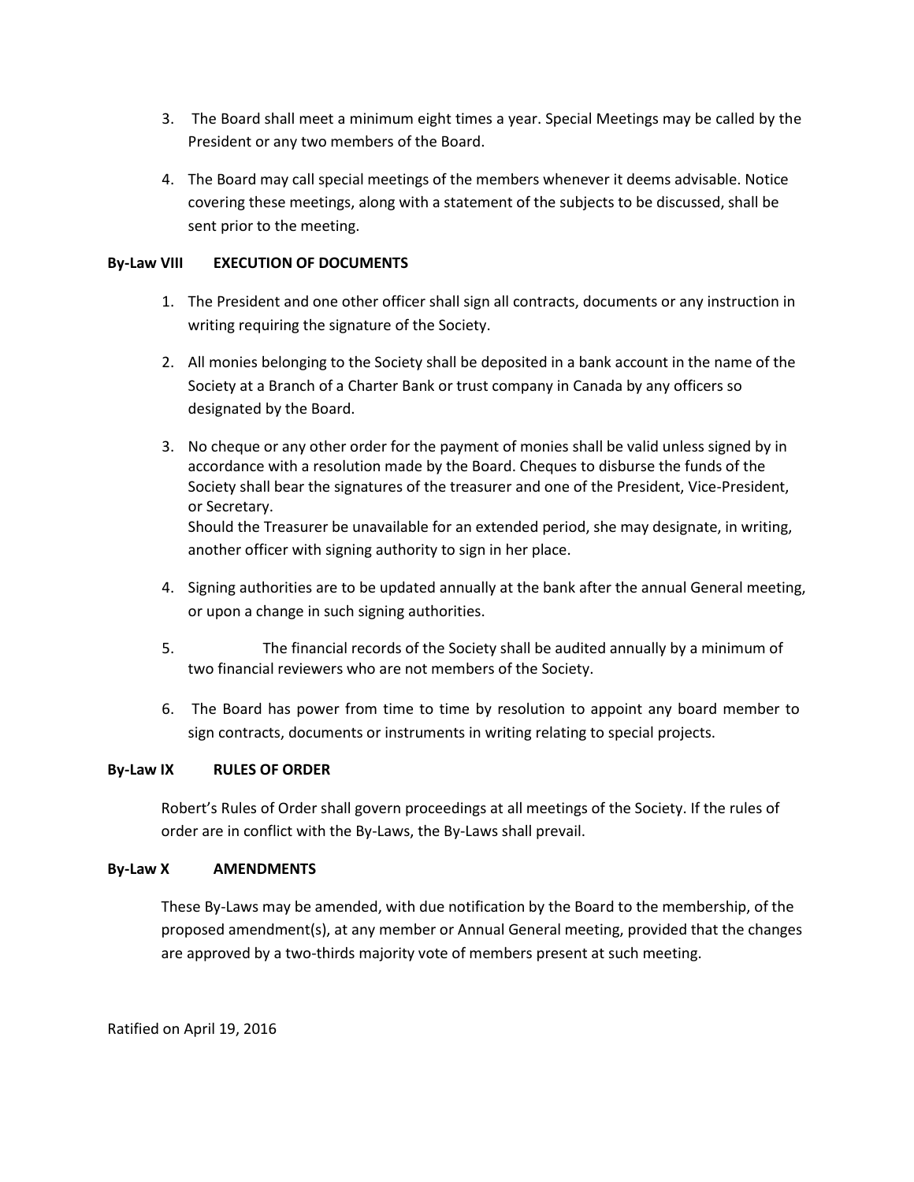3. The Board shall meet a minimum eight times a year. Special Meetings may be called by the President or any two members of the Board.

4. The Board may call special meetings of the members whenever it deems advisable. Notice covering these meetings, along with a statement of the subjects to be discussed, shall be sent prior to the meeting.

**By-Law VIII EXECUTION OF DOCUMENTS**

1. The President and one other officer shall sign all contracts, documents or any instruction in writing requiring the signature of the Society.

2. All monies belonging to the Society shall be deposited in a bank account in the name of the Society at a Branch of a Charter Bank or trust company in Canada by any officers so designated by the Board.

3. No cheque or any other order for the payment of monies shall be valid unless signed by in accordance with a resolution made by the Board. Cheques to disburse the funds of the Society shall bear the signatures of the treasurer and one of the President, Vice-President, or Secretary.
   Should the Treasurer be unavailable for an extended period, she may designate, in writing, another officer with signing authority to sign in her place.

4. Signing authorities are to be updated annually at the bank after the annual General meeting, or upon a change in such signing authorities.

5. The financial records of the Society shall be audited annually by a minimum of two financial reviewers who are not members of the Society.

6. The Board has power from time to time by resolution to appoint any board member to sign contracts, documents or instruments in writing relating to special projects.

**By-Law IX RULES OF ORDER**

Robert's Rules of Order shall govern proceedings at all meetings of the Society. If the rules of order are in conflict with the By-Laws, the By-Laws shall prevail.

**By-Law X AMENDMENTS**

These By-Laws may be amended, with due notification by the Board to the membership, of the proposed amendment(s), at any member or Annual General meeting, provided that the changes are approved by a two-thirds majority vote of members present at such meeting.

Ratified on April 19, 2016